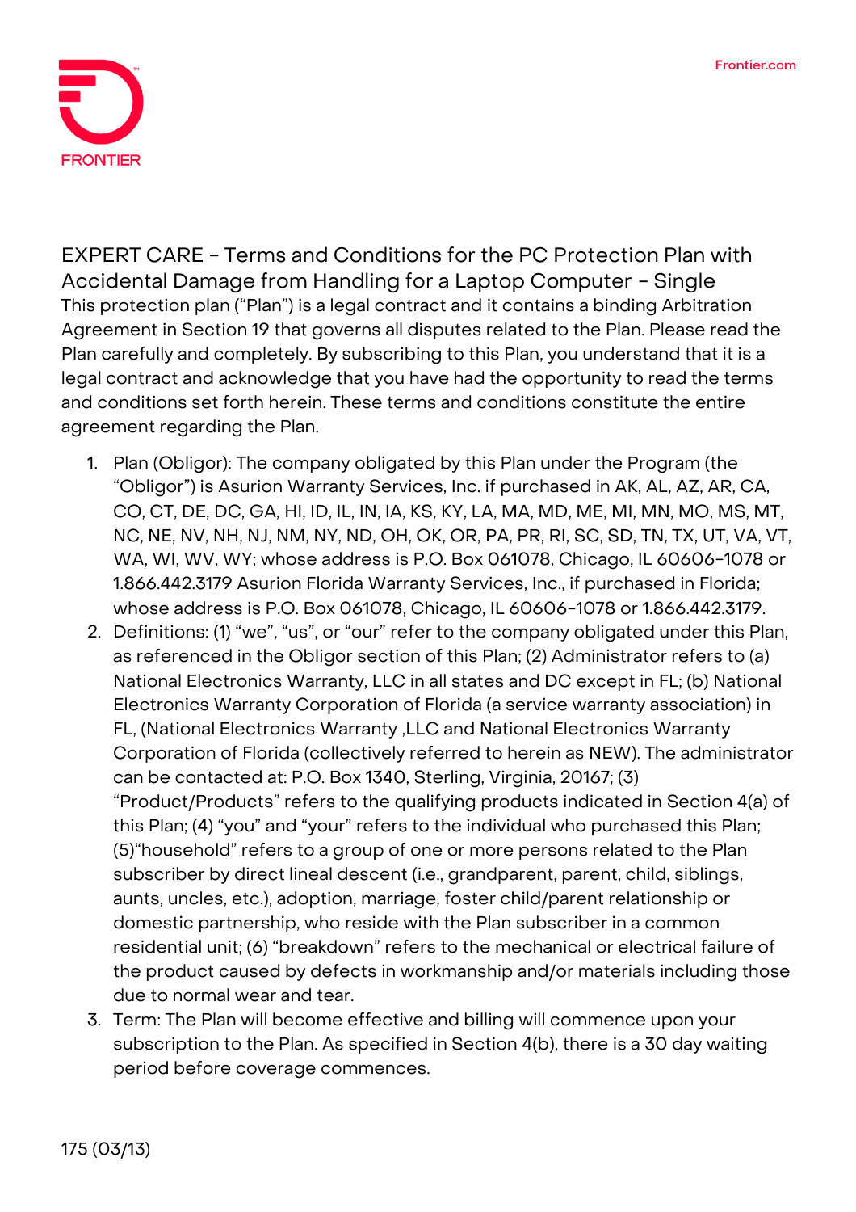# EXPERT CARE - Terms and Conditions for the PC Protection Plan with Accidental Damage from Handling for a Laptop Computer - Single

This protection plan ("Plan") is a legal contract and it contains a binding Arbitration Agreement in Section 19 that governs all disputes related to the Plan. Please read the Plan carefully and completely. By subscribing to this Plan, you understand that it is a legal contract and acknowledge that you have had the opportunity to read the terms and conditions set forth herein. These terms and conditions constitute the entire agreement regarding the Plan.

1. Plan (Obligor): The company obligated by this Plan under the Program (the "Obligor") is Asurion Warranty Services, Inc. if purchased in AK, AL, AZ, AR, CA, CO, CT, DE, DC, GA, HI, ID, IL, IN, IA, KS, KY, LA, MA, MD, ME, MI, MN, MO, MS, MT, NC, NE, NV, NH, NJ, NM, NY, ND, OH, OK, OR, PA, PR, RI, SC, SD, TN, TX, UT, VA, VT, WA, WI, WV, WY; whose address is P.O. Box 061078, Chicago, IL 60606-1078 or 1.866.442.3179 Asurion Florida Warranty Services, Inc., if purchased in Florida; whose address is P.O. Box 061078, Chicago, IL 60606-1078 or 1.866.442.3179.
2. Definitions: (1) "we", "us", or "our" refer to the company obligated under this Plan, as referenced in the Obligor section of this Plan; (2) Administrator refers to (a) National Electronics Warranty, LLC in all states and DC except in FL; (b) National Electronics Warranty Corporation of Florida (a service warranty association) in FL, (National Electronics Warranty ,LLC and National Electronics Warranty Corporation of Florida (collectively referred to herein as NEW). The administrator can be contacted at: P.O. Box 1340, Sterling, Virginia, 20167; (3) "Product/Products" refers to the qualifying products indicated in Section 4(a) of this Plan; (4) "you" and "your" refers to the individual who purchased this Plan; (5)"household" refers to a group of one or more persons related to the Plan subscriber by direct lineal descent (i.e., grandparent, parent, child, siblings, aunts, uncles, etc.), adoption, marriage, foster child/parent relationship or domestic partnership, who reside with the Plan subscriber in a common residential unit; (6) "breakdown" refers to the mechanical or electrical failure of the product caused by defects in workmanship and/or materials including those due to normal wear and tear.
3. Term: The Plan will become effective and billing will commence upon your subscription to the Plan. As specified in Section 4(b), there is a 30 day waiting period before coverage commences.

175 (03/13)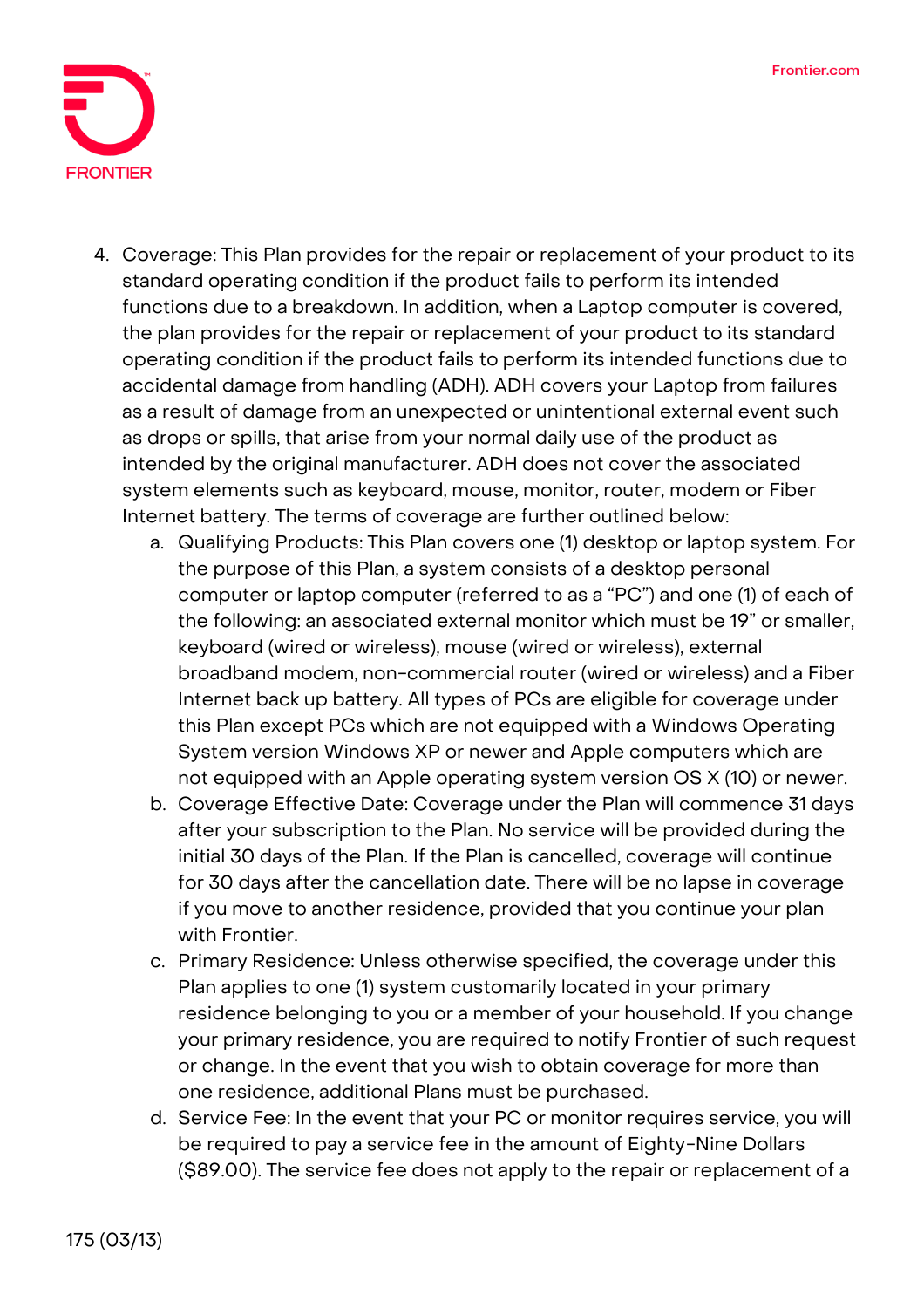4. Coverage: This Plan provides for the repair or replacement of your product to its standard operating condition if the product fails to perform its intended functions due to a breakdown. In addition, when a Laptop computer is covered, the plan provides for the repair or replacement of your product to its standard operating condition if the product fails to perform its intended functions due to accidental damage from handling (ADH). ADH covers your Laptop from failures as a result of damage from an unexpected or unintentional external event such as drops or spills, that arise from your normal daily use of the product as intended by the original manufacturer. ADH does not cover the associated system elements such as keyboard, mouse, monitor, router, modem or Fiber Internet battery. The terms of coverage are further outlined below:
    a. Qualifying Products: This Plan covers one (1) desktop or laptop system. For the purpose of this Plan, a system consists of a desktop personal computer or laptop computer (referred to as a "PC") and one (1) of each of the following: an associated external monitor which must be 19" or smaller, keyboard (wired or wireless), mouse (wired or wireless), external broadband modem, non-commercial router (wired or wireless) and a Fiber Internet back up battery. All types of PCs are eligible for coverage under this Plan except PCs which are not equipped with a Windows Operating System version Windows XP or newer and Apple computers which are not equipped with an Apple operating system version OS X (10) or newer.
    b. Coverage Effective Date: Coverage under the Plan will commence 31 days after your subscription to the Plan. No service will be provided during the initial 30 days of the Plan. If the Plan is cancelled, coverage will continue for 30 days after the cancellation date. There will be no lapse in coverage if you move to another residence, provided that you continue your plan with Frontier.
    c. Primary Residence: Unless otherwise specified, the coverage under this Plan applies to one (1) system customarily located in your primary residence belonging to you or a member of your household. If you change your primary residence, you are required to notify Frontier of such request or change. In the event that you wish to obtain coverage for more than one residence, additional Plans must be purchased.
    d. Service Fee: In the event that your PC or monitor requires service, you will be required to pay a service fee in the amount of Eighty-Nine Dollars ($89.00). The service fee does not apply to the repair or replacement of a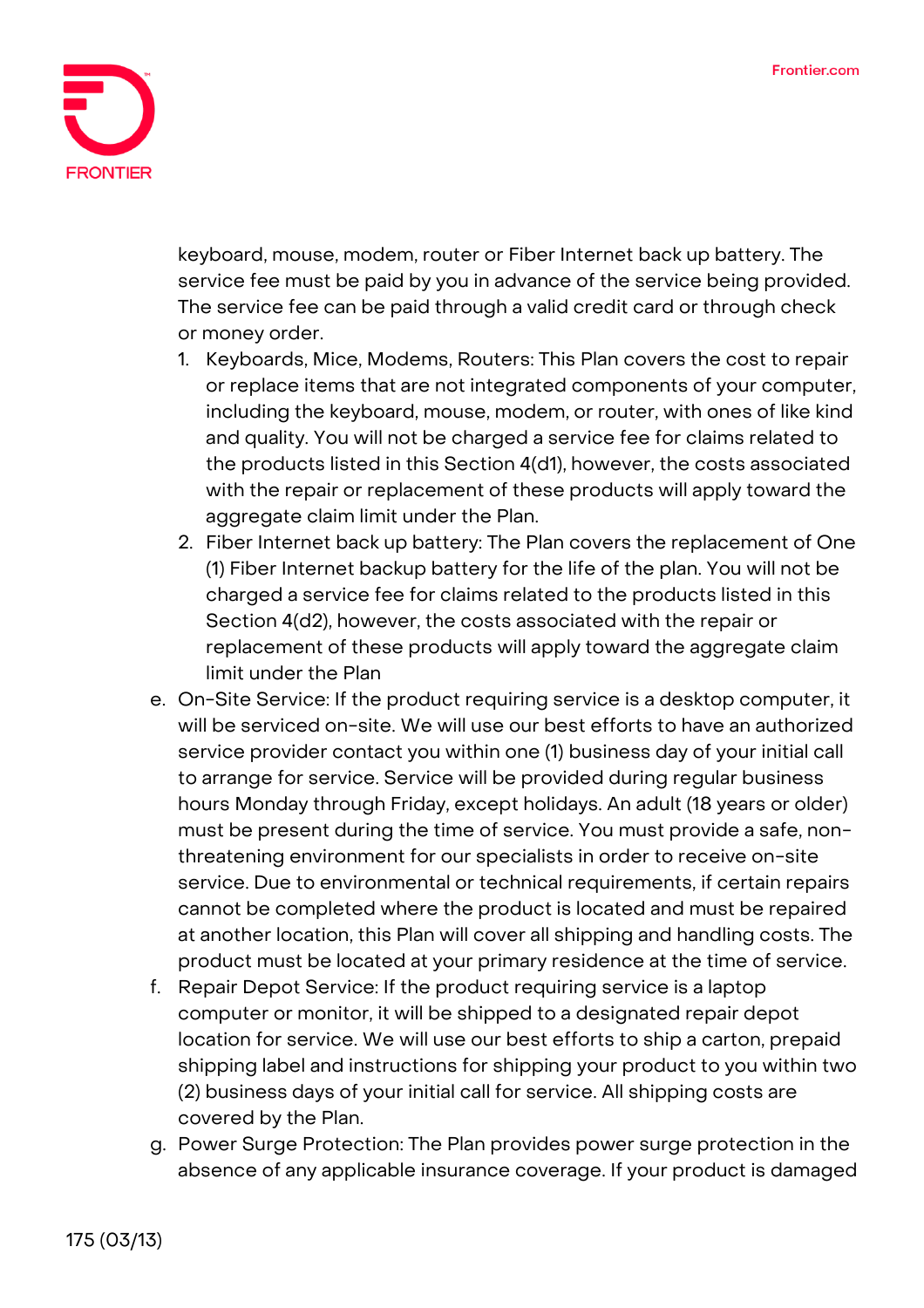keyboard, mouse, modem, router or Fiber Internet back up battery. The service fee must be paid by you in advance of the service being provided. The service fee can be paid through a valid credit card or through check or money order.

1. Keyboards, Mice, Modems, Routers: This Plan covers the cost to repair or replace items that are not integrated components of your computer, including the keyboard, mouse, modem, or router, with ones of like kind and quality. You will not be charged a service fee for claims related to the products listed in this Section 4(d1), however, the costs associated with the repair or replacement of these products will apply toward the aggregate claim limit under the Plan.
2. Fiber Internet back up battery: The Plan covers the replacement of One (1) Fiber Internet backup battery for the life of the plan. You will not be charged a service fee for claims related to the products listed in this Section 4(d2), however, the costs associated with the repair or replacement of these products will apply toward the aggregate claim limit under the Plan

e. On-Site Service: If the product requiring service is a desktop computer, it will be serviced on-site. We will use our best efforts to have an authorized service provider contact you within one (1) business day of your initial call to arrange for service. Service will be provided during regular business hours Monday through Friday, except holidays. An adult (18 years or older) must be present during the time of service. You must provide a safe, non-threatening environment for our specialists in order to receive on-site service. Due to environmental or technical requirements, if certain repairs cannot be completed where the product is located and must be repaired at another location, this Plan will cover all shipping and handling costs. The product must be located at your primary residence at the time of service.

f. Repair Depot Service: If the product requiring service is a laptop computer or monitor, it will be shipped to a designated repair depot location for service. We will use our best efforts to ship a carton, prepaid shipping label and instructions for shipping your product to you within two (2) business days of your initial call for service. All shipping costs are covered by the Plan.

g. Power Surge Protection: The Plan provides power surge protection in the absence of any applicable insurance coverage. If your product is damaged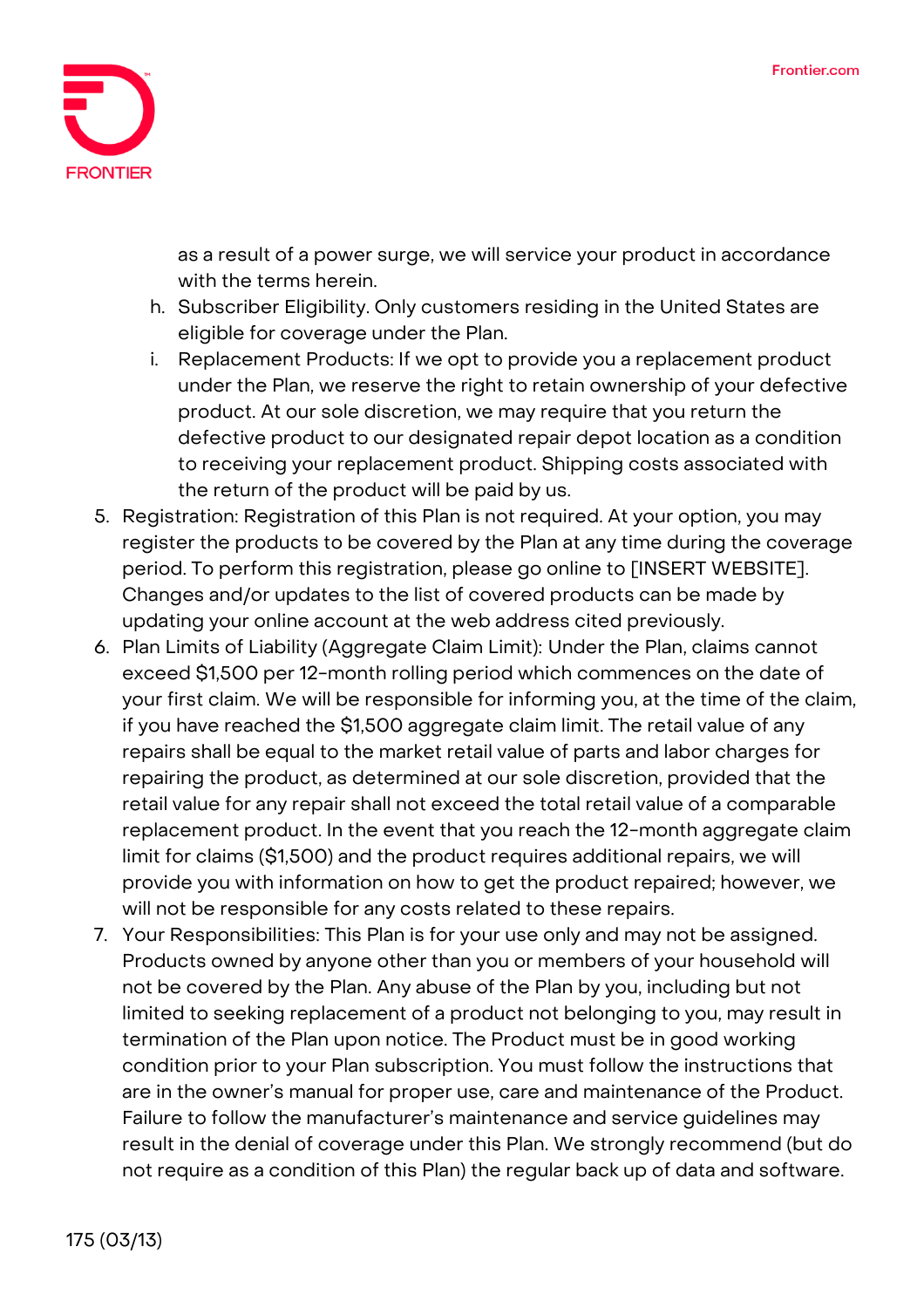as a result of a power surge, we will service your product in accordance with the terms herein.

h. Subscriber Eligibility. Only customers residing in the United States are eligible for coverage under the Plan.

i. Replacement Products: If we opt to provide you a replacement product under the Plan, we reserve the right to retain ownership of your defective product. At our sole discretion, we may require that you return the defective product to our designated repair depot location as a condition to receiving your replacement product. Shipping costs associated with the return of the product will be paid by us.

5. Registration: Registration of this Plan is not required. At your option, you may register the products to be covered by the Plan at any time during the coverage period. To perform this registration, please go online to [INSERT WEBSITE]. Changes and/or updates to the list of covered products can be made by updating your online account at the web address cited previously.

6. Plan Limits of Liability (Aggregate Claim Limit): Under the Plan, claims cannot exceed $1,500 per 12-month rolling period which commences on the date of your first claim. We will be responsible for informing you, at the time of the claim, if you have reached the $1,500 aggregate claim limit. The retail value of any repairs shall be equal to the market retail value of parts and labor charges for repairing the product, as determined at our sole discretion, provided that the retail value for any repair shall not exceed the total retail value of a comparable replacement product. In the event that you reach the 12-month aggregate claim limit for claims ($1,500) and the product requires additional repairs, we will provide you with information on how to get the product repaired; however, we will not be responsible for any costs related to these repairs.

7. Your Responsibilities: This Plan is for your use only and may not be assigned. Products owned by anyone other than you or members of your household will not be covered by the Plan. Any abuse of the Plan by you, including but not limited to seeking replacement of a product not belonging to you, may result in termination of the Plan upon notice. The Product must be in good working condition prior to your Plan subscription. You must follow the instructions that are in the owner's manual for proper use, care and maintenance of the Product. Failure to follow the manufacturer's maintenance and service guidelines may result in the denial of coverage under this Plan. We strongly recommend (but do not require as a condition of this Plan) the regular back up of data and software.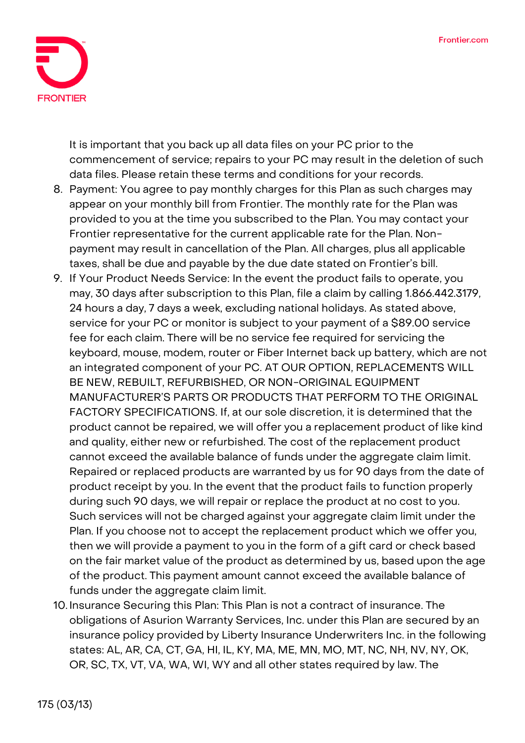It is important that you back up all data files on your PC prior to the commencement of service; repairs to your PC may result in the deletion of such data files. Please retain these terms and conditions for your records.

8. Payment: You agree to pay monthly charges for this Plan as such charges may appear on your monthly bill from Frontier. The monthly rate for the Plan was provided to you at the time you subscribed to the Plan. You may contact your Frontier representative for the current applicable rate for the Plan. Non-payment may result in cancellation of the Plan. All charges, plus all applicable taxes, shall be due and payable by the due date stated on Frontier's bill.
9. If Your Product Needs Service: In the event the product fails to operate, you may, 30 days after subscription to this Plan, file a claim by calling 1.866.442.3179, 24 hours a day, 7 days a week, excluding national holidays. As stated above, service for your PC or monitor is subject to your payment of a $89.00 service fee for each claim. There will be no service fee required for servicing the keyboard, mouse, modem, router or Fiber Internet back up battery, which are not an integrated component of your PC. AT OUR OPTION, REPLACEMENTS WILL BE NEW, REBUILT, REFURBISHED, OR NON-ORIGINAL EQUIPMENT MANUFACTURER'S PARTS OR PRODUCTS THAT PERFORM TO THE ORIGINAL FACTORY SPECIFICATIONS. If, at our sole discretion, it is determined that the product cannot be repaired, we will offer you a replacement product of like kind and quality, either new or refurbished. The cost of the replacement product cannot exceed the available balance of funds under the aggregate claim limit. Repaired or replaced products are warranted by us for 90 days from the date of product receipt by you. In the event that the product fails to function properly during such 90 days, we will repair or replace the product at no cost to you. Such services will not be charged against your aggregate claim limit under the Plan. If you choose not to accept the replacement product which we offer you, then we will provide a payment to you in the form of a gift card or check based on the fair market value of the product as determined by us, based upon the age of the product. This payment amount cannot exceed the available balance of funds under the aggregate claim limit.
10. Insurance Securing this Plan: This Plan is not a contract of insurance. The obligations of Asurion Warranty Services, Inc. under this Plan are secured by an insurance policy provided by Liberty Insurance Underwriters Inc. in the following states: AL, AR, CA, CT, GA, HI, IL, KY, MA, ME, MN, MO, MT, NC, NH, NV, NY, OK, OR, SC, TX, VT, VA, WA, WI, WY and all other states required by law. The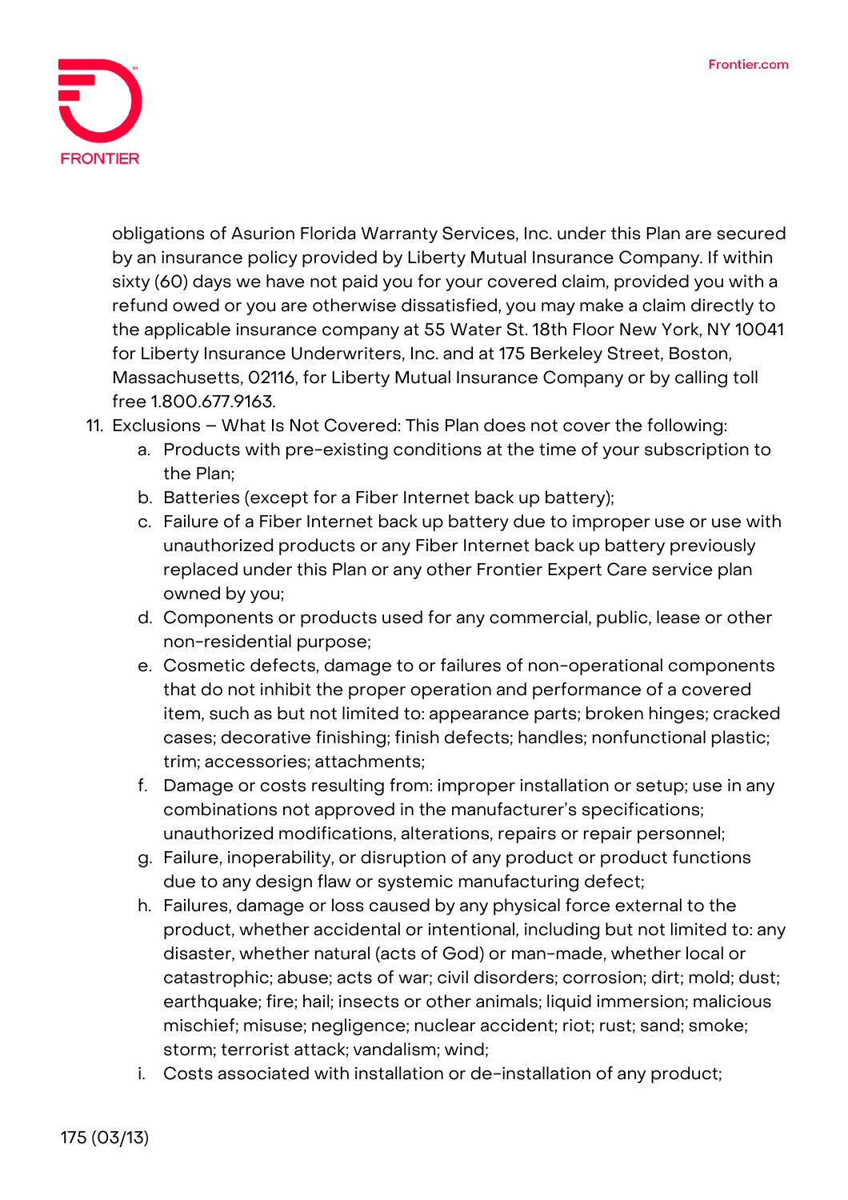obligations of Asurion Florida Warranty Services, Inc. under this Plan are secured by an insurance policy provided by Liberty Mutual Insurance Company. If within sixty (60) days we have not paid you for your covered claim, provided you with a refund owed or you are otherwise dissatisfied, you may make a claim directly to the applicable insurance company at 55 Water St. 18th Floor New York, NY 10041 for Liberty Insurance Underwriters, Inc. and at 175 Berkeley Street, Boston, Massachusetts, 02116, for Liberty Mutual Insurance Company or by calling toll free 1.800.677.9163.

11. Exclusions – What Is Not Covered: This Plan does not cover the following:
    a. Products with pre-existing conditions at the time of your subscription to the Plan;
    b. Batteries (except for a Fiber Internet back up battery);
    c. Failure of a Fiber Internet back up battery due to improper use or use with unauthorized products or any Fiber Internet back up battery previously replaced under this Plan or any other Frontier Expert Care service plan owned by you;
    d. Components or products used for any commercial, public, lease or other non-residential purpose;
    e. Cosmetic defects, damage to or failures of non-operational components that do not inhibit the proper operation and performance of a covered item, such as but not limited to: appearance parts; broken hinges; cracked cases; decorative finishing; finish defects; handles; nonfunctional plastic; trim; accessories; attachments;
    f. Damage or costs resulting from: improper installation or setup; use in any combinations not approved in the manufacturer's specifications; unauthorized modifications, alterations, repairs or repair personnel;
    g. Failure, inoperability, or disruption of any product or product functions due to any design flaw or systemic manufacturing defect;
    h. Failures, damage or loss caused by any physical force external to the product, whether accidental or intentional, including but not limited to: any disaster, whether natural (acts of God) or man-made, whether local or catastrophic; abuse; acts of war; civil disorders; corrosion; dirt; mold; dust; earthquake; fire; hail; insects or other animals; liquid immersion; malicious mischief; misuse; negligence; nuclear accident; riot; rust; sand; smoke; storm; terrorist attack; vandalism; wind;
    i. Costs associated with installation or de-installation of any product;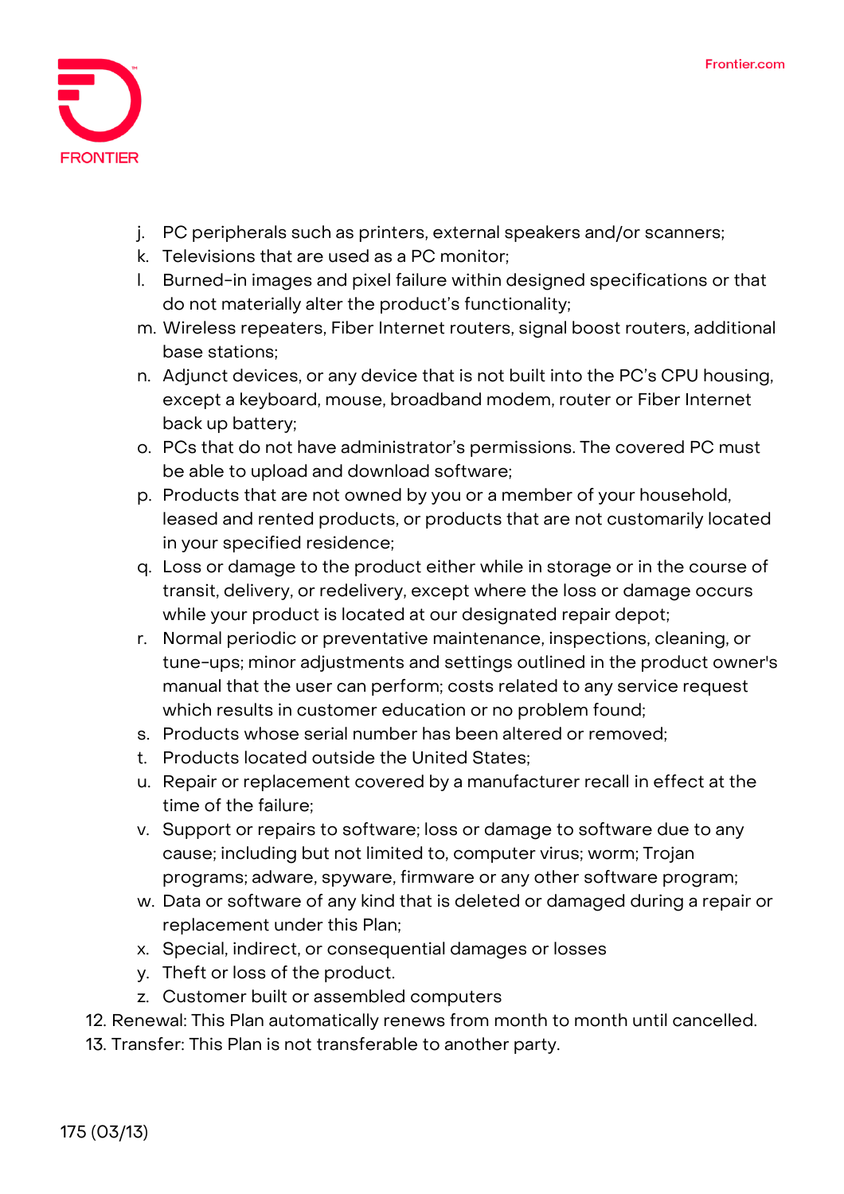j. PC peripherals such as printers, external speakers and/or scanners;
k. Televisions that are used as a PC monitor;
l. Burned-in images and pixel failure within designed specifications or that do not materially alter the product's functionality;
m. Wireless repeaters, Fiber Internet routers, signal boost routers, additional base stations;
n. Adjunct devices, or any device that is not built into the PC's CPU housing, except a keyboard, mouse, broadband modem, router or Fiber Internet back up battery;
o. PCs that do not have administrator's permissions. The covered PC must be able to upload and download software;
p. Products that are not owned by you or a member of your household, leased and rented products, or products that are not customarily located in your specified residence;
q. Loss or damage to the product either while in storage or in the course of transit, delivery, or redelivery, except where the loss or damage occurs while your product is located at our designated repair depot;
r. Normal periodic or preventative maintenance, inspections, cleaning, or tune-ups; minor adjustments and settings outlined in the product owner's manual that the user can perform; costs related to any service request which results in customer education or no problem found;
s. Products whose serial number has been altered or removed;
t. Products located outside the United States;
u. Repair or replacement covered by a manufacturer recall in effect at the time of the failure;
v. Support or repairs to software; loss or damage to software due to any cause; including but not limited to, computer virus; worm; Trojan programs; adware, spyware, firmware or any other software program;
w. Data or software of any kind that is deleted or damaged during a repair or replacement under this Plan;
x. Special, indirect, or consequential damages or losses
y. Theft or loss of the product.
z. Customer built or assembled computers

12. Renewal: This Plan automatically renews from month to month until cancelled.
13. Transfer: This Plan is not transferable to another party.

175 (03/13)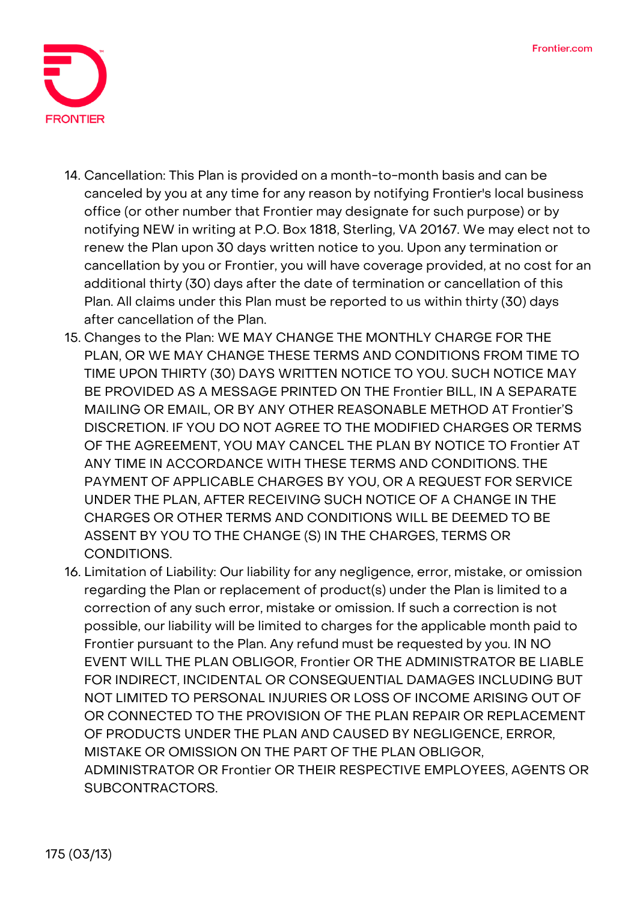14. Cancellation: This Plan is provided on a month-to-month basis and can be canceled by you at any time for any reason by notifying Frontier's local business office (or other number that Frontier may designate for such purpose) or by notifying NEW in writing at P.O. Box 1818, Sterling, VA 20167. We may elect not to renew the Plan upon 30 days written notice to you. Upon any termination or cancellation by you or Frontier, you will have coverage provided, at no cost for an additional thirty (30) days after the date of termination or cancellation of this Plan. All claims under this Plan must be reported to us within thirty (30) days after cancellation of the Plan.
15. Changes to the Plan: WE MAY CHANGE THE MONTHLY CHARGE FOR THE PLAN, OR WE MAY CHANGE THESE TERMS AND CONDITIONS FROM TIME TO TIME UPON THIRTY (30) DAYS WRITTEN NOTICE TO YOU. SUCH NOTICE MAY BE PROVIDED AS A MESSAGE PRINTED ON THE Frontier BILL, IN A SEPARATE MAILING OR EMAIL, OR BY ANY OTHER REASONABLE METHOD AT Frontier'S DISCRETION. IF YOU DO NOT AGREE TO THE MODIFIED CHARGES OR TERMS OF THE AGREEMENT, YOU MAY CANCEL THE PLAN BY NOTICE TO Frontier AT ANY TIME IN ACCORDANCE WITH THESE TERMS AND CONDITIONS. THE PAYMENT OF APPLICABLE CHARGES BY YOU, OR A REQUEST FOR SERVICE UNDER THE PLAN, AFTER RECEIVING SUCH NOTICE OF A CHANGE IN THE CHARGES OR OTHER TERMS AND CONDITIONS WILL BE DEEMED TO BE ASSENT BY YOU TO THE CHANGE (S) IN THE CHARGES, TERMS OR CONDITIONS.
16. Limitation of Liability: Our liability for any negligence, error, mistake, or omission regarding the Plan or replacement of product(s) under the Plan is limited to a correction of any such error, mistake or omission. If such a correction is not possible, our liability will be limited to charges for the applicable month paid to Frontier pursuant to the Plan. Any refund must be requested by you. IN NO EVENT WILL THE PLAN OBLIGOR, Frontier OR THE ADMINISTRATOR BE LIABLE FOR INDIRECT, INCIDENTAL OR CONSEQUENTIAL DAMAGES INCLUDING BUT NOT LIMITED TO PERSONAL INJURIES OR LOSS OF INCOME ARISING OUT OF OR CONNECTED TO THE PROVISION OF THE PLAN REPAIR OR REPLACEMENT OF PRODUCTS UNDER THE PLAN AND CAUSED BY NEGLIGENCE, ERROR, MISTAKE OR OMISSION ON THE PART OF THE PLAN OBLIGOR, ADMINISTRATOR OR Frontier OR THEIR RESPECTIVE EMPLOYEES, AGENTS OR SUBCONTRACTORS.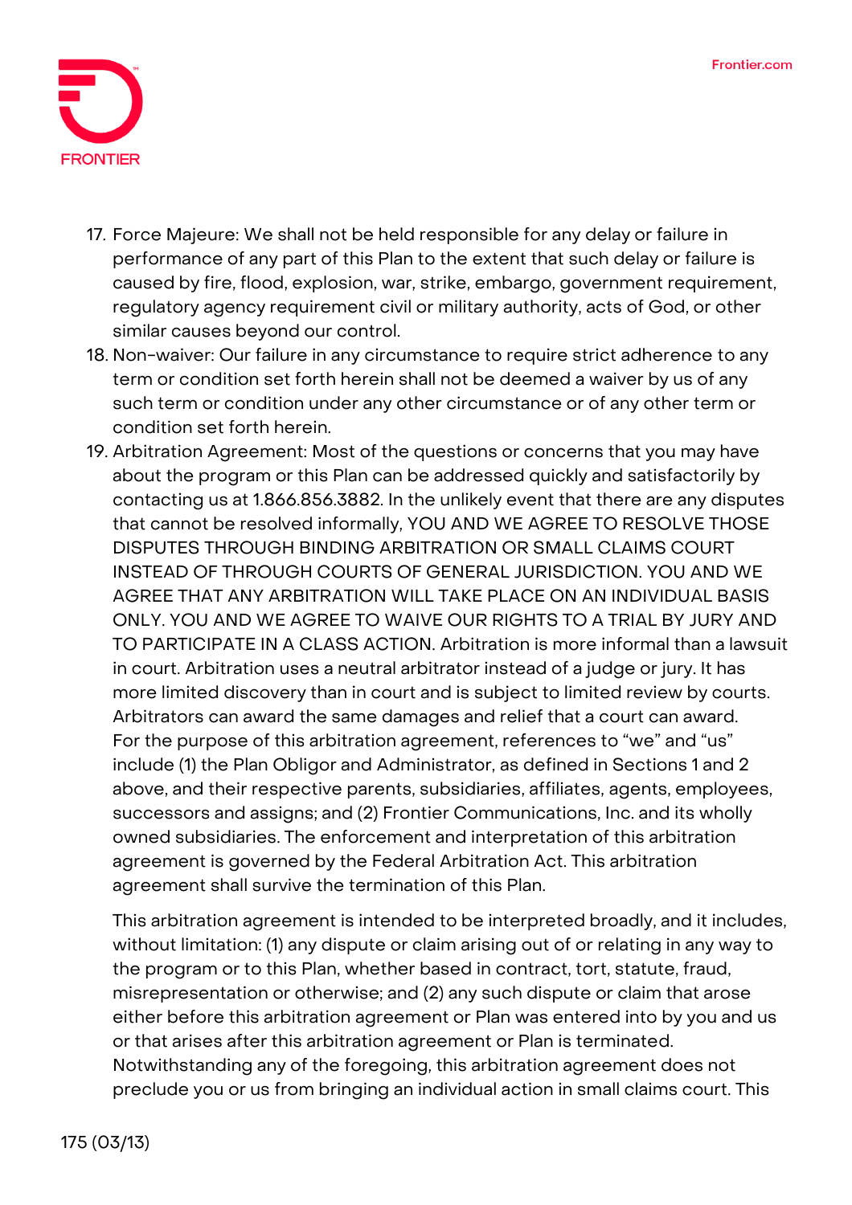17. Force Majeure: We shall not be held responsible for any delay or failure in performance of any part of this Plan to the extent that such delay or failure is caused by fire, flood, explosion, war, strike, embargo, government requirement, regulatory agency requirement civil or military authority, acts of God, or other similar causes beyond our control.
18. Non-waiver: Our failure in any circumstance to require strict adherence to any term or condition set forth herein shall not be deemed a waiver by us of any such term or condition under any other circumstance or of any other term or condition set forth herein.
19. Arbitration Agreement: Most of the questions or concerns that you may have about the program or this Plan can be addressed quickly and satisfactorily by contacting us at 1.866.856.3882. In the unlikely event that there are any disputes that cannot be resolved informally, YOU AND WE AGREE TO RESOLVE THOSE DISPUTES THROUGH BINDING ARBITRATION OR SMALL CLAIMS COURT INSTEAD OF THROUGH COURTS OF GENERAL JURISDICTION. YOU AND WE AGREE THAT ANY ARBITRATION WILL TAKE PLACE ON AN INDIVIDUAL BASIS ONLY. YOU AND WE AGREE TO WAIVE OUR RIGHTS TO A TRIAL BY JURY AND TO PARTICIPATE IN A CLASS ACTION. Arbitration is more informal than a lawsuit in court. Arbitration uses a neutral arbitrator instead of a judge or jury. It has more limited discovery than in court and is subject to limited review by courts. Arbitrators can award the same damages and relief that a court can award. For the purpose of this arbitration agreement, references to "we" and "us" include (1) the Plan Obligor and Administrator, as defined in Sections 1 and 2 above, and their respective parents, subsidiaries, affiliates, agents, employees, successors and assigns; and (2) Frontier Communications, Inc. and its wholly owned subsidiaries. The enforcement and interpretation of this arbitration agreement is governed by the Federal Arbitration Act. This arbitration agreement shall survive the termination of this Plan.

    This arbitration agreement is intended to be interpreted broadly, and it includes, without limitation: (1) any dispute or claim arising out of or relating in any way to the program or to this Plan, whether based in contract, tort, statute, fraud, misrepresentation or otherwise; and (2) any such dispute or claim that arose either before this arbitration agreement or Plan was entered into by you and us or that arises after this arbitration agreement or Plan is terminated. Notwithstanding any of the foregoing, this arbitration agreement does not preclude you or us from bringing an individual action in small claims court. This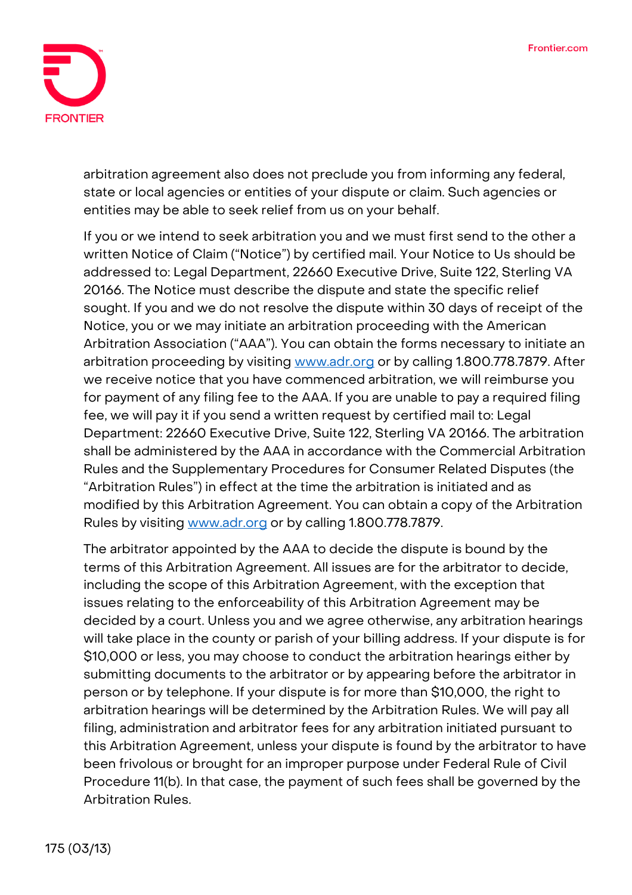arbitration agreement also does not preclude you from informing any federal, state or local agencies or entities of your dispute or claim. Such agencies or entities may be able to seek relief from us on your behalf.

If you or we intend to seek arbitration you and we must first send to the other a written Notice of Claim ("Notice") by certified mail. Your Notice to Us should be addressed to: Legal Department, 22660 Executive Drive, Suite 122, Sterling VA 20166. The Notice must describe the dispute and state the specific relief sought. If you and we do not resolve the dispute within 30 days of receipt of the Notice, you or we may initiate an arbitration proceeding with the American Arbitration Association ("AAA"). You can obtain the forms necessary to initiate an arbitration proceeding by visiting www.adr.org or by calling 1.800.778.7879. After we receive notice that you have commenced arbitration, we will reimburse you for payment of any filing fee to the AAA. If you are unable to pay a required filing fee, we will pay it if you send a written request by certified mail to: Legal Department: 22660 Executive Drive, Suite 122, Sterling VA 20166. The arbitration shall be administered by the AAA in accordance with the Commercial Arbitration Rules and the Supplementary Procedures for Consumer Related Disputes (the "Arbitration Rules") in effect at the time the arbitration is initiated and as modified by this Arbitration Agreement. You can obtain a copy of the Arbitration Rules by visiting www.adr.org or by calling 1.800.778.7879.

The arbitrator appointed by the AAA to decide the dispute is bound by the terms of this Arbitration Agreement. All issues are for the arbitrator to decide, including the scope of this Arbitration Agreement, with the exception that issues relating to the enforceability of this Arbitration Agreement may be decided by a court. Unless you and we agree otherwise, any arbitration hearings will take place in the county or parish of your billing address. If your dispute is for $10,000 or less, you may choose to conduct the arbitration hearings either by submitting documents to the arbitrator or by appearing before the arbitrator in person or by telephone. If your dispute is for more than $10,000, the right to arbitration hearings will be determined by the Arbitration Rules. We will pay all filing, administration and arbitrator fees for any arbitration initiated pursuant to this Arbitration Agreement, unless your dispute is found by the arbitrator to have been frivolous or brought for an improper purpose under Federal Rule of Civil Procedure 11(b). In that case, the payment of such fees shall be governed by the Arbitration Rules.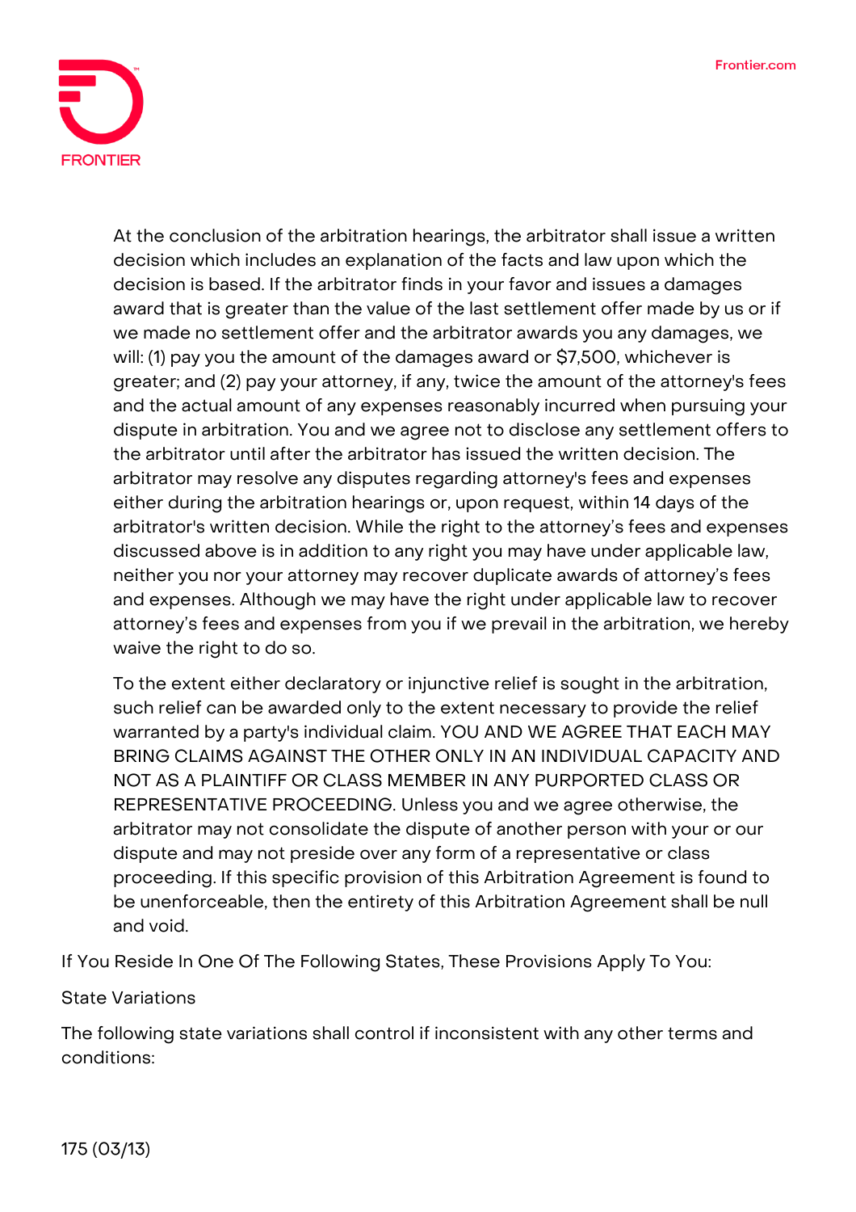At the conclusion of the arbitration hearings, the arbitrator shall issue a written decision which includes an explanation of the facts and law upon which the decision is based. If the arbitrator finds in your favor and issues a damages award that is greater than the value of the last settlement offer made by us or if we made no settlement offer and the arbitrator awards you any damages, we will: (1) pay you the amount of the damages award or $7,500, whichever is greater; and (2) pay your attorney, if any, twice the amount of the attorney's fees and the actual amount of any expenses reasonably incurred when pursuing your dispute in arbitration. You and we agree not to disclose any settlement offers to the arbitrator until after the arbitrator has issued the written decision. The arbitrator may resolve any disputes regarding attorney's fees and expenses either during the arbitration hearings or, upon request, within 14 days of the arbitrator's written decision. While the right to the attorney's fees and expenses discussed above is in addition to any right you may have under applicable law, neither you nor your attorney may recover duplicate awards of attorney's fees and expenses. Although we may have the right under applicable law to recover attorney's fees and expenses from you if we prevail in the arbitration, we hereby waive the right to do so.

To the extent either declaratory or injunctive relief is sought in the arbitration, such relief can be awarded only to the extent necessary to provide the relief warranted by a party's individual claim. YOU AND WE AGREE THAT EACH MAY BRING CLAIMS AGAINST THE OTHER ONLY IN AN INDIVIDUAL CAPACITY AND NOT AS A PLAINTIFF OR CLASS MEMBER IN ANY PURPORTED CLASS OR REPRESENTATIVE PROCEEDING. Unless you and we agree otherwise, the arbitrator may not consolidate the dispute of another person with your or our dispute and may not preside over any form of a representative or class proceeding. If this specific provision of this Arbitration Agreement is found to be unenforceable, then the entirety of this Arbitration Agreement shall be null and void.

If You Reside In One Of The Following States, These Provisions Apply To You:

State Variations

The following state variations shall control if inconsistent with any other terms and conditions: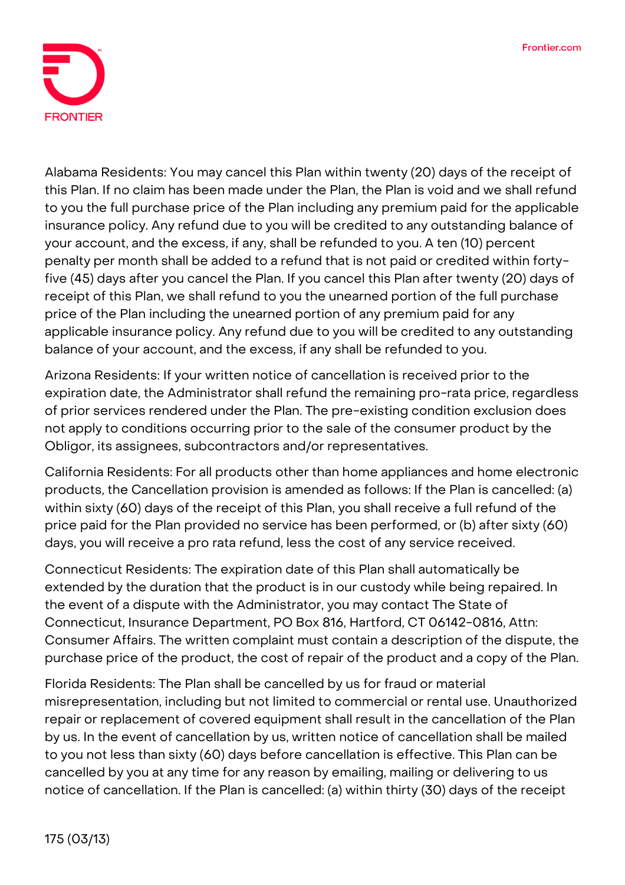Alabama Residents: You may cancel this Plan within twenty (20) days of the receipt of this Plan. If no claim has been made under the Plan, the Plan is void and we shall refund to you the full purchase price of the Plan including any premium paid for the applicable insurance policy. Any refund due to you will be credited to any outstanding balance of your account, and the excess, if any, shall be refunded to you. A ten (10) percent penalty per month shall be added to a refund that is not paid or credited within forty-five (45) days after you cancel the Plan. If you cancel this Plan after twenty (20) days of receipt of this Plan, we shall refund to you the unearned portion of the full purchase price of the Plan including the unearned portion of any premium paid for any applicable insurance policy. Any refund due to you will be credited to any outstanding balance of your account, and the excess, if any shall be refunded to you.

Arizona Residents: If your written notice of cancellation is received prior to the expiration date, the Administrator shall refund the remaining pro-rata price, regardless of prior services rendered under the Plan. The pre-existing condition exclusion does not apply to conditions occurring prior to the sale of the consumer product by the Obligor, its assignees, subcontractors and/or representatives.

California Residents: For all products other than home appliances and home electronic products, the Cancellation provision is amended as follows: If the Plan is cancelled: (a) within sixty (60) days of the receipt of this Plan, you shall receive a full refund of the price paid for the Plan provided no service has been performed, or (b) after sixty (60) days, you will receive a pro rata refund, less the cost of any service received.

Connecticut Residents: The expiration date of this Plan shall automatically be extended by the duration that the product is in our custody while being repaired. In the event of a dispute with the Administrator, you may contact The State of Connecticut, Insurance Department, PO Box 816, Hartford, CT 06142-0816, Attn: Consumer Affairs. The written complaint must contain a description of the dispute, the purchase price of the product, the cost of repair of the product and a copy of the Plan.

Florida Residents: The Plan shall be cancelled by us for fraud or material misrepresentation, including but not limited to commercial or rental use. Unauthorized repair or replacement of covered equipment shall result in the cancellation of the Plan by us. In the event of cancellation by us, written notice of cancellation shall be mailed to you not less than sixty (60) days before cancellation is effective. This Plan can be cancelled by you at any time for any reason by emailing, mailing or delivering to us notice of cancellation. If the Plan is cancelled: (a) within thirty (30) days of the receipt

175 (03/13)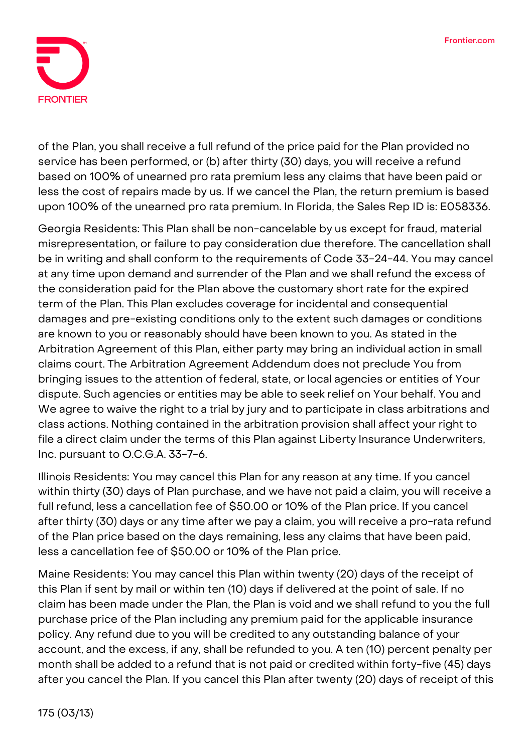of the Plan, you shall receive a full refund of the price paid for the Plan provided no service has been performed, or (b) after thirty (30) days, you will receive a refund based on 100% of unearned pro rata premium less any claims that have been paid or less the cost of repairs made by us. If we cancel the Plan, the return premium is based upon 100% of the unearned pro rata premium. In Florida, the Sales Rep ID is: E058336.

Georgia Residents: This Plan shall be non-cancelable by us except for fraud, material misrepresentation, or failure to pay consideration due therefore. The cancellation shall be in writing and shall conform to the requirements of Code 33-24-44. You may cancel at any time upon demand and surrender of the Plan and we shall refund the excess of the consideration paid for the Plan above the customary short rate for the expired term of the Plan. This Plan excludes coverage for incidental and consequential damages and pre-existing conditions only to the extent such damages or conditions are known to you or reasonably should have been known to you. As stated in the Arbitration Agreement of this Plan, either party may bring an individual action in small claims court. The Arbitration Agreement Addendum does not preclude You from bringing issues to the attention of federal, state, or local agencies or entities of Your dispute. Such agencies or entities may be able to seek relief on Your behalf. You and We agree to waive the right to a trial by jury and to participate in class arbitrations and class actions. Nothing contained in the arbitration provision shall affect your right to file a direct claim under the terms of this Plan against Liberty Insurance Underwriters, Inc. pursuant to O.C.G.A. 33-7-6.

Illinois Residents: You may cancel this Plan for any reason at any time. If you cancel within thirty (30) days of Plan purchase, and we have not paid a claim, you will receive a full refund, less a cancellation fee of $50.00 or 10% of the Plan price. If you cancel after thirty (30) days or any time after we pay a claim, you will receive a pro-rata refund of the Plan price based on the days remaining, less any claims that have been paid, less a cancellation fee of $50.00 or 10% of the Plan price.

Maine Residents: You may cancel this Plan within twenty (20) days of the receipt of this Plan if sent by mail or within ten (10) days if delivered at the point of sale. If no claim has been made under the Plan, the Plan is void and we shall refund to you the full purchase price of the Plan including any premium paid for the applicable insurance policy. Any refund due to you will be credited to any outstanding balance of your account, and the excess, if any, shall be refunded to you. A ten (10) percent penalty per month shall be added to a refund that is not paid or credited within forty-five (45) days after you cancel the Plan. If you cancel this Plan after twenty (20) days of receipt of this

175 (03/13)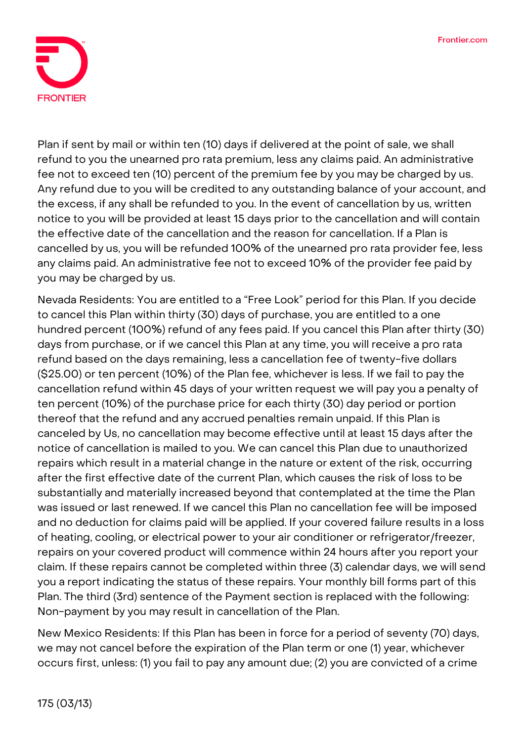Plan if sent by mail or within ten (10) days if delivered at the point of sale, we shall refund to you the unearned pro rata premium, less any claims paid. An administrative fee not to exceed ten (10) percent of the premium fee by you may be charged by us. Any refund due to you will be credited to any outstanding balance of your account, and the excess, if any shall be refunded to you. In the event of cancellation by us, written notice to you will be provided at least 15 days prior to the cancellation and will contain the effective date of the cancellation and the reason for cancellation. If a Plan is cancelled by us, you will be refunded 100% of the unearned pro rata provider fee, less any claims paid. An administrative fee not to exceed 10% of the provider fee paid by you may be charged by us.

Nevada Residents: You are entitled to a “Free Look” period for this Plan. If you decide to cancel this Plan within thirty (30) days of purchase, you are entitled to a one hundred percent (100%) refund of any fees paid. If you cancel this Plan after thirty (30) days from purchase, or if we cancel this Plan at any time, you will receive a pro rata refund based on the days remaining, less a cancellation fee of twenty-five dollars ($25.00) or ten percent (10%) of the Plan fee, whichever is less. If we fail to pay the cancellation refund within 45 days of your written request we will pay you a penalty of ten percent (10%) of the purchase price for each thirty (30) day period or portion thereof that the refund and any accrued penalties remain unpaid. If this Plan is canceled by Us, no cancellation may become effective until at least 15 days after the notice of cancellation is mailed to you. We can cancel this Plan due to unauthorized repairs which result in a material change in the nature or extent of the risk, occurring after the first effective date of the current Plan, which causes the risk of loss to be substantially and materially increased beyond that contemplated at the time the Plan was issued or last renewed. If we cancel this Plan no cancellation fee will be imposed and no deduction for claims paid will be applied. If your covered failure results in a loss of heating, cooling, or electrical power to your air conditioner or refrigerator/freezer, repairs on your covered product will commence within 24 hours after you report your claim. If these repairs cannot be completed within three (3) calendar days, we will send you a report indicating the status of these repairs. Your monthly bill forms part of this Plan. The third (3rd) sentence of the Payment section is replaced with the following: Non-payment by you may result in cancellation of the Plan.

New Mexico Residents: If this Plan has been in force for a period of seventy (70) days, we may not cancel before the expiration of the Plan term or one (1) year, whichever occurs first, unless: (1) you fail to pay any amount due; (2) you are convicted of a crime

175 (03/13)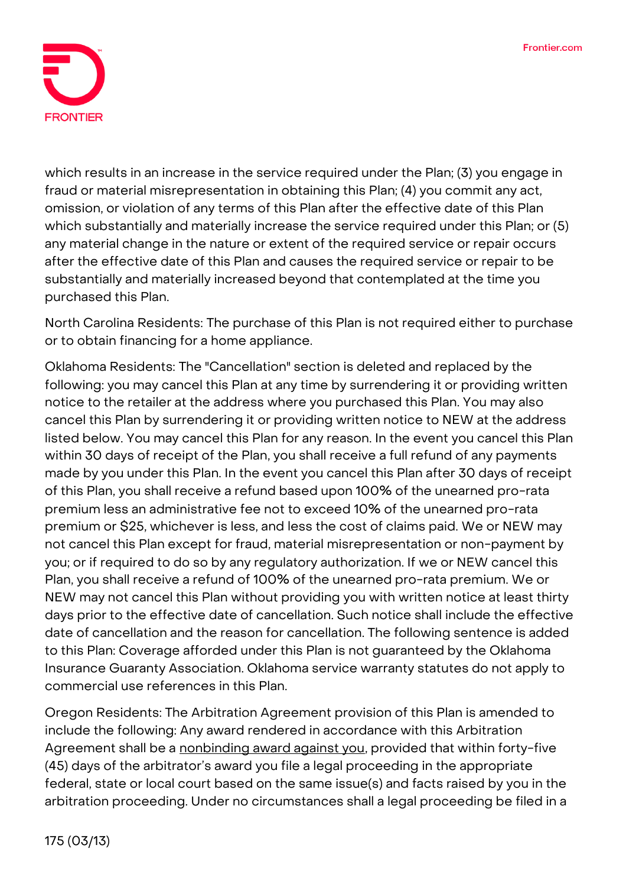which results in an increase in the service required under the Plan; (3) you engage in fraud or material misrepresentation in obtaining this Plan; (4) you commit any act, omission, or violation of any terms of this Plan after the effective date of this Plan which substantially and materially increase the service required under this Plan; or (5) any material change in the nature or extent of the required service or repair occurs after the effective date of this Plan and causes the required service or repair to be substantially and materially increased beyond that contemplated at the time you purchased this Plan.

North Carolina Residents: The purchase of this Plan is not required either to purchase or to obtain financing for a home appliance.

Oklahoma Residents: The "Cancellation" section is deleted and replaced by the following: you may cancel this Plan at any time by surrendering it or providing written notice to the retailer at the address where you purchased this Plan. You may also cancel this Plan by surrendering it or providing written notice to NEW at the address listed below. You may cancel this Plan for any reason. In the event you cancel this Plan within 30 days of receipt of the Plan, you shall receive a full refund of any payments made by you under this Plan. In the event you cancel this Plan after 30 days of receipt of this Plan, you shall receive a refund based upon 100% of the unearned pro-rata premium less an administrative fee not to exceed 10% of the unearned pro-rata premium or $25, whichever is less, and less the cost of claims paid. We or NEW may not cancel this Plan except for fraud, material misrepresentation or non-payment by you; or if required to do so by any regulatory authorization. If we or NEW cancel this Plan, you shall receive a refund of 100% of the unearned pro-rata premium. We or NEW may not cancel this Plan without providing you with written notice at least thirty days prior to the effective date of cancellation. Such notice shall include the effective date of cancellation and the reason for cancellation. The following sentence is added to this Plan: Coverage afforded under this Plan is not guaranteed by the Oklahoma Insurance Guaranty Association. Oklahoma service warranty statutes do not apply to commercial use references in this Plan.

Oregon Residents: The Arbitration Agreement provision of this Plan is amended to include the following: Any award rendered in accordance with this Arbitration Agreement shall be a nonbinding award against you, provided that within forty-five (45) days of the arbitrator's award you file a legal proceeding in the appropriate federal, state or local court based on the same issue(s) and facts raised by you in the arbitration proceeding. Under no circumstances shall a legal proceeding be filed in a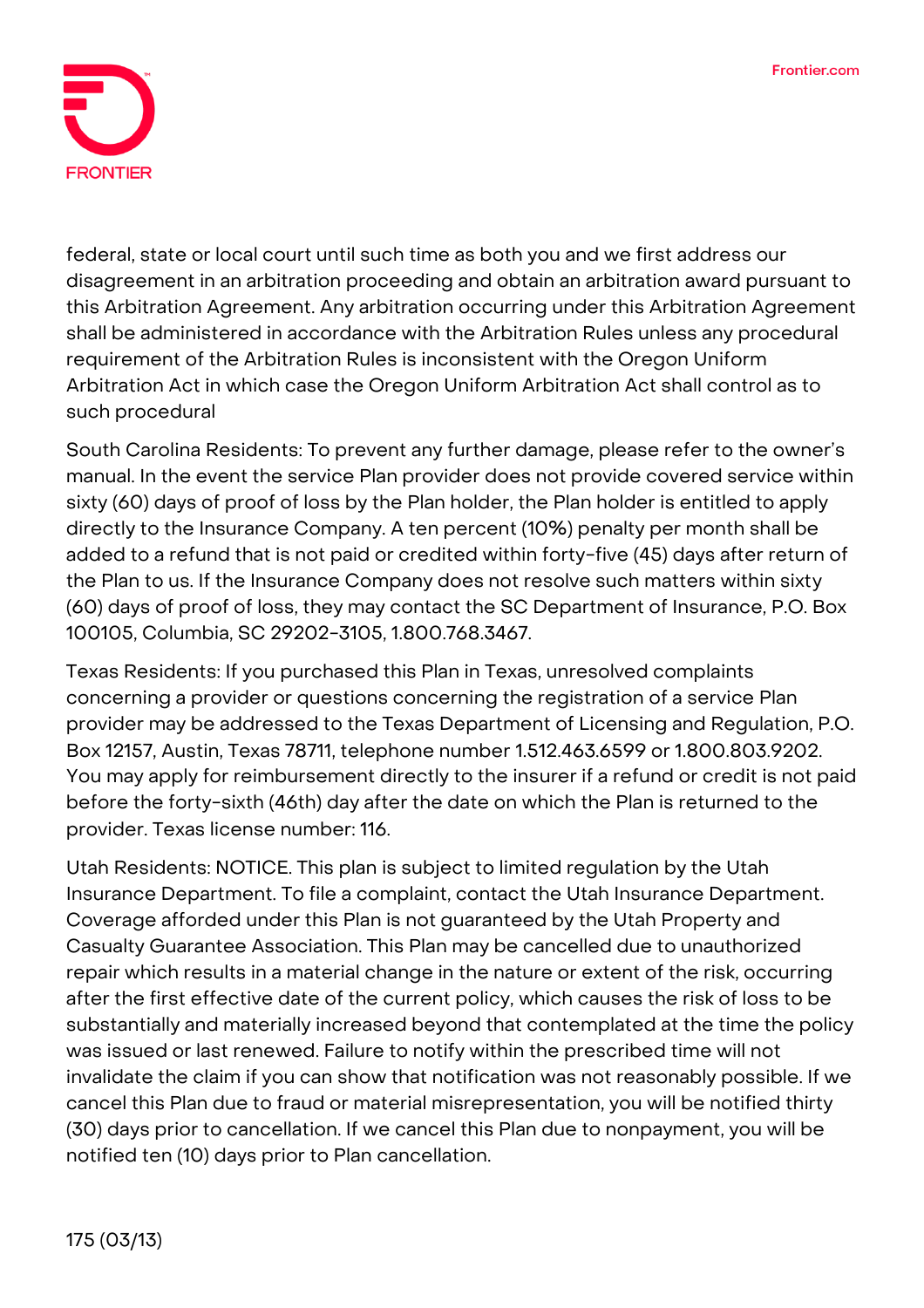federal, state or local court until such time as both you and we first address our disagreement in an arbitration proceeding and obtain an arbitration award pursuant to this Arbitration Agreement. Any arbitration occurring under this Arbitration Agreement shall be administered in accordance with the Arbitration Rules unless any procedural requirement of the Arbitration Rules is inconsistent with the Oregon Uniform Arbitration Act in which case the Oregon Uniform Arbitration Act shall control as to such procedural

South Carolina Residents: To prevent any further damage, please refer to the owner's manual. In the event the service Plan provider does not provide covered service within sixty (60) days of proof of loss by the Plan holder, the Plan holder is entitled to apply directly to the Insurance Company. A ten percent (10%) penalty per month shall be added to a refund that is not paid or credited within forty-five (45) days after return of the Plan to us. If the Insurance Company does not resolve such matters within sixty (60) days of proof of loss, they may contact the SC Department of Insurance, P.O. Box 100105, Columbia, SC 29202-3105, 1.800.768.3467.

Texas Residents: If you purchased this Plan in Texas, unresolved complaints concerning a provider or questions concerning the registration of a service Plan provider may be addressed to the Texas Department of Licensing and Regulation, P.O. Box 12157, Austin, Texas 78711, telephone number 1.512.463.6599 or 1.800.803.9202. You may apply for reimbursement directly to the insurer if a refund or credit is not paid before the forty-sixth (46th) day after the date on which the Plan is returned to the provider. Texas license number: 116.

Utah Residents: NOTICE. This plan is subject to limited regulation by the Utah Insurance Department. To file a complaint, contact the Utah Insurance Department. Coverage afforded under this Plan is not guaranteed by the Utah Property and Casualty Guarantee Association. This Plan may be cancelled due to unauthorized repair which results in a material change in the nature or extent of the risk, occurring after the first effective date of the current policy, which causes the risk of loss to be substantially and materially increased beyond that contemplated at the time the policy was issued or last renewed. Failure to notify within the prescribed time will not invalidate the claim if you can show that notification was not reasonably possible. If we cancel this Plan due to fraud or material misrepresentation, you will be notified thirty (30) days prior to cancellation. If we cancel this Plan due to nonpayment, you will be notified ten (10) days prior to Plan cancellation.

175 (03/13)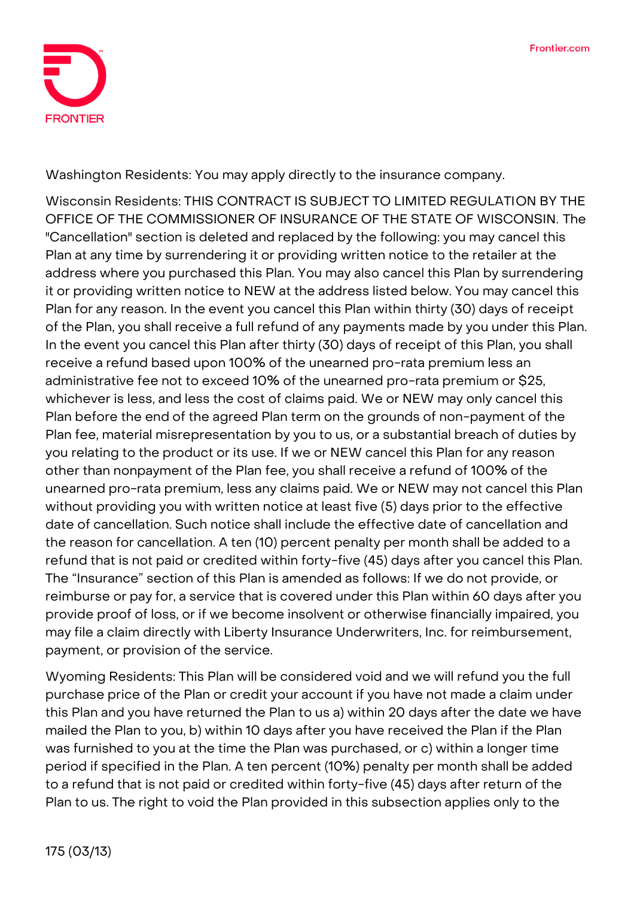Washington Residents: You may apply directly to the insurance company.

Wisconsin Residents: THIS CONTRACT IS SUBJECT TO LIMITED REGULATION BY THE OFFICE OF THE COMMISSIONER OF INSURANCE OF THE STATE OF WISCONSIN. The "Cancellation" section is deleted and replaced by the following: you may cancel this Plan at any time by surrendering it or providing written notice to the retailer at the address where you purchased this Plan. You may also cancel this Plan by surrendering it or providing written notice to NEW at the address listed below. You may cancel this Plan for any reason. In the event you cancel this Plan within thirty (30) days of receipt of the Plan, you shall receive a full refund of any payments made by you under this Plan. In the event you cancel this Plan after thirty (30) days of receipt of this Plan, you shall receive a refund based upon 100% of the unearned pro-rata premium less an administrative fee not to exceed 10% of the unearned pro-rata premium or $25, whichever is less, and less the cost of claims paid. We or NEW may only cancel this Plan before the end of the agreed Plan term on the grounds of non-payment of the Plan fee, material misrepresentation by you to us, or a substantial breach of duties by you relating to the product or its use. If we or NEW cancel this Plan for any reason other than nonpayment of the Plan fee, you shall receive a refund of 100% of the unearned pro-rata premium, less any claims paid. We or NEW may not cancel this Plan without providing you with written notice at least five (5) days prior to the effective date of cancellation. Such notice shall include the effective date of cancellation and the reason for cancellation. A ten (10) percent penalty per month shall be added to a refund that is not paid or credited within forty-five (45) days after you cancel this Plan. The "Insurance" section of this Plan is amended as follows: If we do not provide, or reimburse or pay for, a service that is covered under this Plan within 60 days after you provide proof of loss, or if we become insolvent or otherwise financially impaired, you may file a claim directly with Liberty Insurance Underwriters, Inc. for reimbursement, payment, or provision of the service.

Wyoming Residents: This Plan will be considered void and we will refund you the full purchase price of the Plan or credit your account if you have not made a claim under this Plan and you have returned the Plan to us a) within 20 days after the date we have mailed the Plan to you, b) within 10 days after you have received the Plan if the Plan was furnished to you at the time the Plan was purchased, or c) within a longer time period if specified in the Plan. A ten percent (10%) penalty per month shall be added to a refund that is not paid or credited within forty-five (45) days after return of the Plan to us. The right to void the Plan provided in this subsection applies only to the

175 (03/13)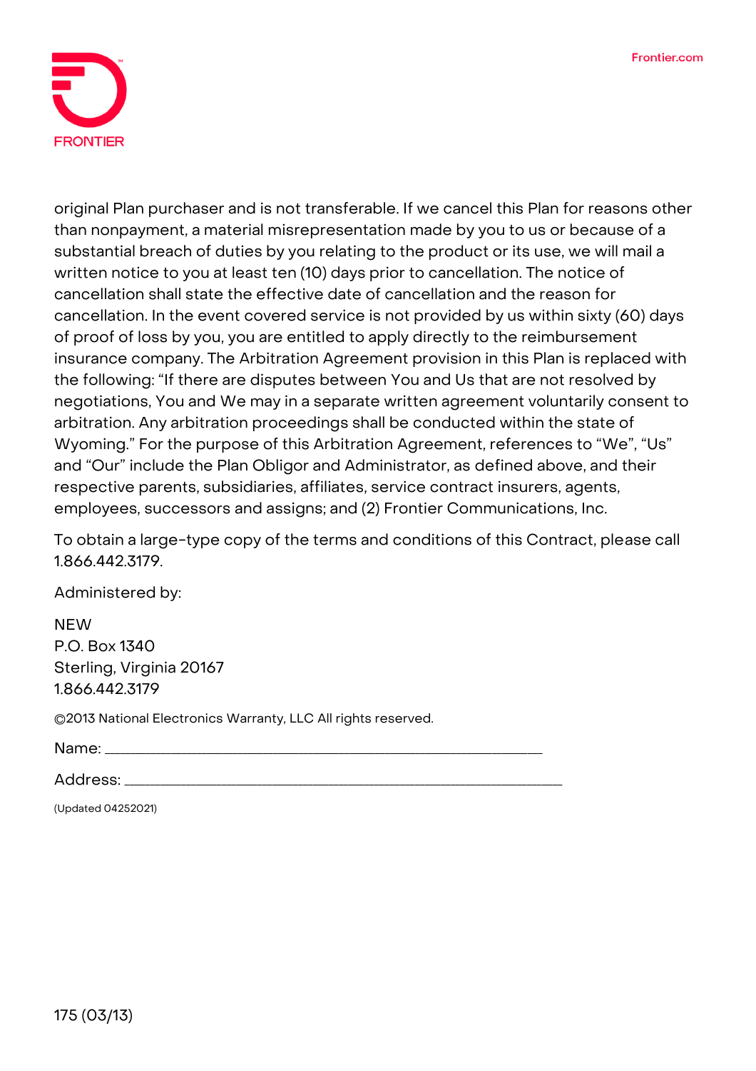original Plan purchaser and is not transferable. If we cancel this Plan for reasons other than nonpayment, a material misrepresentation made by you to us or because of a substantial breach of duties by you relating to the product or its use, we will mail a written notice to you at least ten (10) days prior to cancellation. The notice of cancellation shall state the effective date of cancellation and the reason for cancellation. In the event covered service is not provided by us within sixty (60) days of proof of loss by you, you are entitled to apply directly to the reimbursement insurance company. The Arbitration Agreement provision in this Plan is replaced with the following: "If there are disputes between You and Us that are not resolved by negotiations, You and We may in a separate written agreement voluntarily consent to arbitration. Any arbitration proceedings shall be conducted within the state of Wyoming." For the purpose of this Arbitration Agreement, references to "We", "Us" and "Our" include the Plan Obligor and Administrator, as defined above, and their respective parents, subsidiaries, affiliates, service contract insurers, agents, employees, successors and assigns; and (2) Frontier Communications, Inc.

To obtain a large-type copy of the terms and conditions of this Contract, please call 1.866.442.3179.

Administered by:

NEW  
P.O. Box 1340  
Sterling, Virginia 20167  
1.866.442.3179

©2013 National Electronics Warranty, LLC All rights reserved.

Name: ______________________________________________________

Address: ____________________________________________________

(Updated 04252021)

175 (03/13)